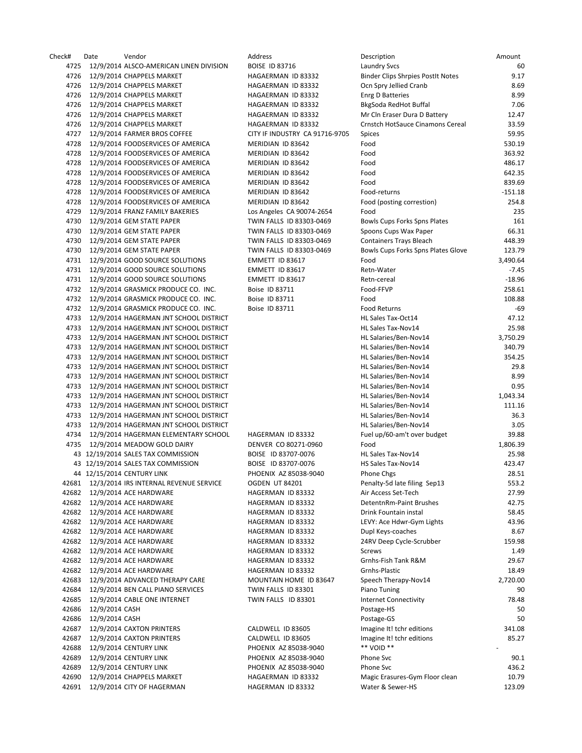| Check# | Date | Vendor | Address | Description | Amount |
|---|---|---|---|---|---|
| 4725 | 12/9/2014 | ALSCO-AMERICAN LINEN DIVISION | BOISE ID 83716 | Laundry Svcs | 60 |
| 4726 | 12/9/2014 | CHAPPELS MARKET | HAGAERMAN ID 83332 | Binder Clips Shrpies PostIt Notes | 9.17 |
| 4726 | 12/9/2014 | CHAPPELS MARKET | HAGAERMAN ID 83332 | Ocn Spry Jellied Cranb | 8.69 |
| 4726 | 12/9/2014 | CHAPPELS MARKET | HAGAERMAN ID 83332 | Enrg D Batteries | 8.99 |
| 4726 | 12/9/2014 | CHAPPELS MARKET | HAGAERMAN ID 83332 | BkgSoda RedHot Buffal | 7.06 |
| 4726 | 12/9/2014 | CHAPPELS MARKET | HAGAERMAN ID 83332 | Mr Cln Eraser Dura D Battery | 12.47 |
| 4726 | 12/9/2014 | CHAPPELS MARKET | HAGAERMAN ID 83332 | Crnstch HotSauce Cinamons Cereal | 33.59 |
| 4727 | 12/9/2014 | FARMER BROS COFFEE | CITY IF INDUSTRY CA 91716-9705 | Spices | 59.95 |
| 4728 | 12/9/2014 | FOODSERVICES OF AMERICA | MERIDIAN ID 83642 | Food | 530.19 |
| 4728 | 12/9/2014 | FOODSERVICES OF AMERICA | MERIDIAN ID 83642 | Food | 363.92 |
| 4728 | 12/9/2014 | FOODSERVICES OF AMERICA | MERIDIAN ID 83642 | Food | 486.17 |
| 4728 | 12/9/2014 | FOODSERVICES OF AMERICA | MERIDIAN ID 83642 | Food | 642.35 |
| 4728 | 12/9/2014 | FOODSERVICES OF AMERICA | MERIDIAN ID 83642 | Food | 839.69 |
| 4728 | 12/9/2014 | FOODSERVICES OF AMERICA | MERIDIAN ID 83642 | Food-returns | -151.18 |
| 4728 | 12/9/2014 | FOODSERVICES OF AMERICA | MERIDIAN ID 83642 | Food (posting corrention) | 254.8 |
| 4729 | 12/9/2014 | FRANZ FAMILY BAKERIES | Los Angeles CA 90074-2654 | Food | 235 |
| 4730 | 12/9/2014 | GEM STATE PAPER | TWIN FALLS ID 83303-0469 | Bowls Cups Forks Spns Plates | 161 |
| 4730 | 12/9/2014 | GEM STATE PAPER | TWIN FALLS ID 83303-0469 | Spoons Cups Wax Paper | 66.31 |
| 4730 | 12/9/2014 | GEM STATE PAPER | TWIN FALLS ID 83303-0469 | Containers Trays Bleach | 448.39 |
| 4730 | 12/9/2014 | GEM STATE PAPER | TWIN FALLS ID 83303-0469 | Bowls Cups Forks Spns Plates Glove | 123.79 |
| 4731 | 12/9/2014 | GOOD SOURCE SOLUTIONS | EMMETT ID 83617 | Food | 3,490.64 |
| 4731 | 12/9/2014 | GOOD SOURCE SOLUTIONS | EMMETT ID 83617 | Retn-Water | -7.45 |
| 4731 | 12/9/2014 | GOOD SOURCE SOLUTIONS | EMMETT ID 83617 | Retn-cereal | -18.96 |
| 4732 | 12/9/2014 | GRASMICK PRODUCE CO. INC. | Boise ID 83711 | Food-FFVP | 258.61 |
| 4732 | 12/9/2014 | GRASMICK PRODUCE CO. INC. | Boise ID 83711 | Food | 108.88 |
| 4732 | 12/9/2014 | GRASMICK PRODUCE CO. INC. | Boise ID 83711 | Food Returns | -69 |
| 4733 | 12/9/2014 | HAGERMAN JNT SCHOOL DISTRICT | | HL Sales Tax-Oct14 | 47.12 |
| 4733 | 12/9/2014 | HAGERMAN JNT SCHOOL DISTRICT | | HL Sales Tax-Nov14 | 25.98 |
| 4733 | 12/9/2014 | HAGERMAN JNT SCHOOL DISTRICT | | HL Salaries/Ben-Nov14 | 3,750.29 |
| 4733 | 12/9/2014 | HAGERMAN JNT SCHOOL DISTRICT | | HL Salaries/Ben-Nov14 | 340.79 |
| 4733 | 12/9/2014 | HAGERMAN JNT SCHOOL DISTRICT | | HL Salaries/Ben-Nov14 | 354.25 |
| 4733 | 12/9/2014 | HAGERMAN JNT SCHOOL DISTRICT | | HL Salaries/Ben-Nov14 | 29.8 |
| 4733 | 12/9/2014 | HAGERMAN JNT SCHOOL DISTRICT | | HL Salaries/Ben-Nov14 | 8.99 |
| 4733 | 12/9/2014 | HAGERMAN JNT SCHOOL DISTRICT | | HL Salaries/Ben-Nov14 | 0.95 |
| 4733 | 12/9/2014 | HAGERMAN JNT SCHOOL DISTRICT | | HL Salaries/Ben-Nov14 | 1,043.34 |
| 4733 | 12/9/2014 | HAGERMAN JNT SCHOOL DISTRICT | | HL Salaries/Ben-Nov14 | 111.16 |
| 4733 | 12/9/2014 | HAGERMAN JNT SCHOOL DISTRICT | | HL Salaries/Ben-Nov14 | 36.3 |
| 4733 | 12/9/2014 | HAGERMAN JNT SCHOOL DISTRICT | | HL Salaries/Ben-Nov14 | 3.05 |
| 4734 | 12/9/2014 | HAGERMAN ELEMENTARY SCHOOL | HAGERMAN ID 83332 | Fuel up/60-am't over budget | 39.88 |
| 4735 | 12/9/2014 | MEADOW GOLD DAIRY | DENVER CO 80271-0960 | Food | 1,806.39 |
| 43 | 12/19/2014 | SALES TAX COMMISSION | BOISE ID 83707-0076 | HL Sales Tax-Nov14 | 25.98 |
| 43 | 12/19/2014 | SALES TAX COMMISSION | BOISE ID 83707-0076 | HS Sales Tax-Nov14 | 423.47 |
| 44 | 12/15/2014 | CENTURY LINK | PHOENIX AZ 85038-9040 | Phone Chgs | 28.51 |
| 42681 | 12/3/2014 | IRS INTERNAL REVENUE SERVICE | OGDEN UT 84201 | Penalty-5d late filing Sep13 | 553.2 |
| 42682 | 12/9/2014 | ACE HARDWARE | HAGERMAN ID 83332 | Air Access Set-Tech | 27.99 |
| 42682 | 12/9/2014 | ACE HARDWARE | HAGERMAN ID 83332 | DetentnRm-Paint Brushes | 42.75 |
| 42682 | 12/9/2014 | ACE HARDWARE | HAGERMAN ID 83332 | Drink Fountain instal | 58.45 |
| 42682 | 12/9/2014 | ACE HARDWARE | HAGERMAN ID 83332 | LEVY: Ace Hdwr-Gym Lights | 43.96 |
| 42682 | 12/9/2014 | ACE HARDWARE | HAGERMAN ID 83332 | Dupl Keys-coaches | 8.67 |
| 42682 | 12/9/2014 | ACE HARDWARE | HAGERMAN ID 83332 | 24RV Deep Cycle-Scrubber | 159.98 |
| 42682 | 12/9/2014 | ACE HARDWARE | HAGERMAN ID 83332 | Screws | 1.49 |
| 42682 | 12/9/2014 | ACE HARDWARE | HAGERMAN ID 83332 | Grnhs-Fish Tank R&M | 29.67 |
| 42682 | 12/9/2014 | ACE HARDWARE | HAGERMAN ID 83332 | Grnhs-Plastic | 18.49 |
| 42683 | 12/9/2014 | ADVANCED THERAPY CARE | MOUNTAIN HOME ID 83647 | Speech Therapy-Nov14 | 2,720.00 |
| 42684 | 12/9/2014 | BEN CALL PIANO SERVICES | TWIN FALLS ID 83301 | Piano Tuning | 90 |
| 42685 | 12/9/2014 | CABLE ONE INTERNET | TWIN FALLS ID 83301 | Internet Connectivity | 78.48 |
| 42686 | 12/9/2014 | CASH | | Postage-HS | 50 |
| 42686 | 12/9/2014 | CASH | | Postage-GS | 50 |
| 42687 | 12/9/2014 | CAXTON PRINTERS | CALDWELL ID 83605 | Imagine It! tchr editions | 341.08 |
| 42687 | 12/9/2014 | CAXTON PRINTERS | CALDWELL ID 83605 | Imagine It! tchr editions | 85.27 |
| 42688 | 12/9/2014 | CENTURY LINK | PHOENIX AZ 85038-9040 | ** VOID ** | - |
| 42689 | 12/9/2014 | CENTURY LINK | PHOENIX AZ 85038-9040 | Phone Svc | 90.1 |
| 42689 | 12/9/2014 | CENTURY LINK | PHOENIX AZ 85038-9040 | Phone Svc | 436.2 |
| 42690 | 12/9/2014 | CHAPPELS MARKET | HAGAERMAN ID 83332 | Magic Erasures-Gym Floor clean | 10.79 |
| 42691 | 12/9/2014 | CITY OF HAGERMAN | HAGERMAN ID 83332 | Water & Sewer-HS | 123.09 |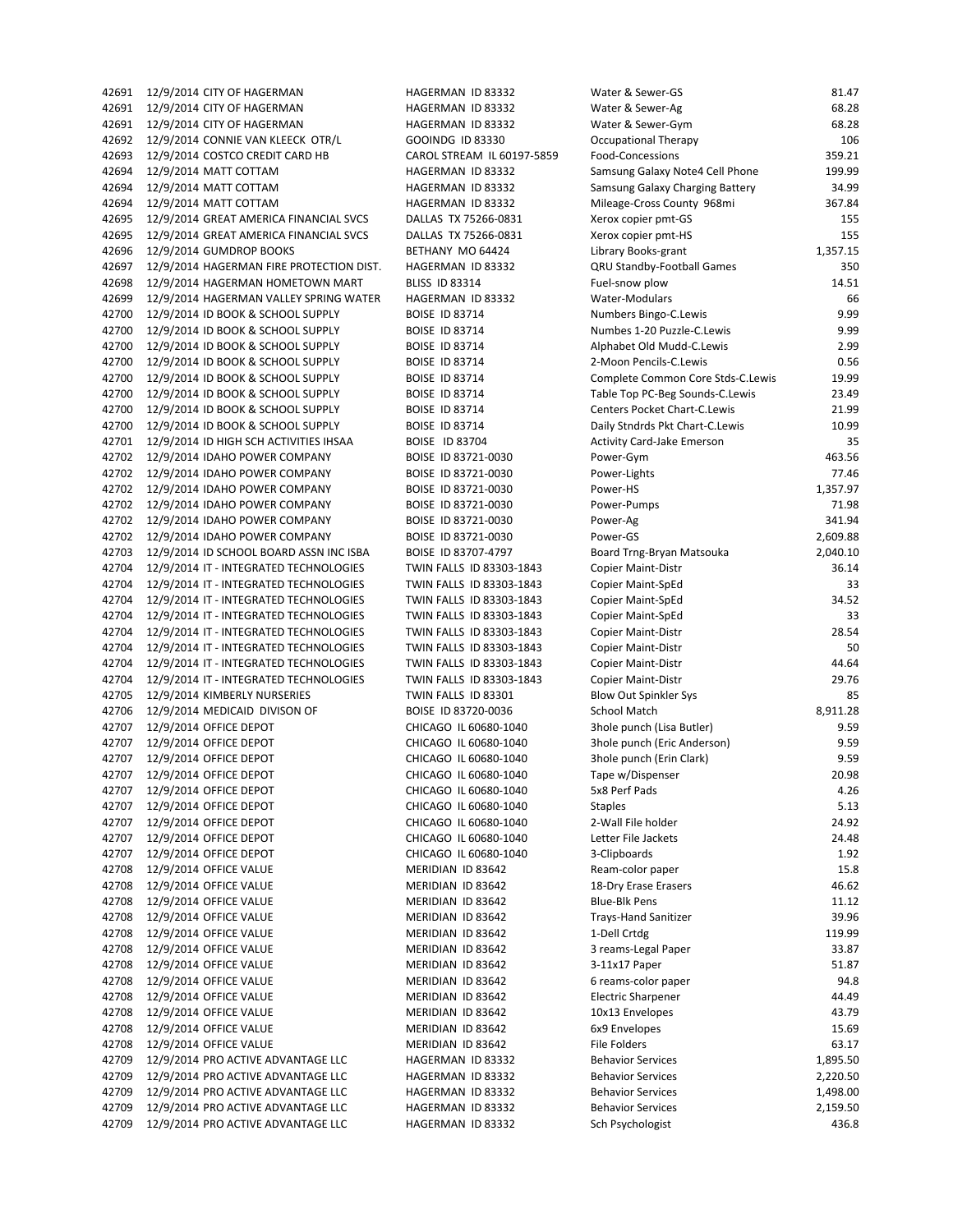| | | | | | |
|---|---|---|---|---|---|
| 42691 | 12/9/2014 | CITY OF HAGERMAN | HAGERMAN ID 83332 | Water & Sewer-GS | 81.47 |
| 42691 | 12/9/2014 | CITY OF HAGERMAN | HAGERMAN ID 83332 | Water & Sewer-Ag | 68.28 |
| 42691 | 12/9/2014 | CITY OF HAGERMAN | HAGERMAN ID 83332 | Water & Sewer-Gym | 68.28 |
| 42692 | 12/9/2014 | CONNIE VAN KLEECK OTR/L | GOOINDG ID 83330 | Occupational Therapy | 106 |
| 42693 | 12/9/2014 | COSTCO CREDIT CARD HB | CAROL STREAM IL 60197-5859 | Food-Concessions | 359.21 |
| 42694 | 12/9/2014 | MATT COTTAM | HAGERMAN ID 83332 | Samsung Galaxy Note4 Cell Phone | 199.99 |
| 42694 | 12/9/2014 | MATT COTTAM | HAGERMAN ID 83332 | Samsung Galaxy Charging Battery | 34.99 |
| 42694 | 12/9/2014 | MATT COTTAM | HAGERMAN ID 83332 | Mileage-Cross County 968mi | 367.84 |
| 42695 | 12/9/2014 | GREAT AMERICA FINANCIAL SVCS | DALLAS TX 75266-0831 | Xerox copier pmt-GS | 155 |
| 42695 | 12/9/2014 | GREAT AMERICA FINANCIAL SVCS | DALLAS TX 75266-0831 | Xerox copier pmt-HS | 155 |
| 42696 | 12/9/2014 | GUMDROP BOOKS | BETHANY MO 64424 | Library Books-grant | 1,357.15 |
| 42697 | 12/9/2014 | HAGERMAN FIRE PROTECTION DIST. | HAGERMAN ID 83332 | QRU Standby-Football Games | 350 |
| 42698 | 12/9/2014 | HAGERMAN HOMETOWN MART | BLISS ID 83314 | Fuel-snow plow | 14.51 |
| 42699 | 12/9/2014 | HAGERMAN VALLEY SPRING WATER | HAGERMAN ID 83332 | Water-Modulars | 66 |
| 42700 | 12/9/2014 | ID BOOK & SCHOOL SUPPLY | BOISE ID 83714 | Numbers Bingo-C.Lewis | 9.99 |
| 42700 | 12/9/2014 | ID BOOK & SCHOOL SUPPLY | BOISE ID 83714 | Numbes 1-20 Puzzle-C.Lewis | 9.99 |
| 42700 | 12/9/2014 | ID BOOK & SCHOOL SUPPLY | BOISE ID 83714 | Alphabet Old Mudd-C.Lewis | 2.99 |
| 42700 | 12/9/2014 | ID BOOK & SCHOOL SUPPLY | BOISE ID 83714 | 2-Moon Pencils-C.Lewis | 0.56 |
| 42700 | 12/9/2014 | ID BOOK & SCHOOL SUPPLY | BOISE ID 83714 | Complete Common Core Stds-C.Lewis | 19.99 |
| 42700 | 12/9/2014 | ID BOOK & SCHOOL SUPPLY | BOISE ID 83714 | Table Top PC-Beg Sounds-C.Lewis | 23.49 |
| 42700 | 12/9/2014 | ID BOOK & SCHOOL SUPPLY | BOISE ID 83714 | Centers Pocket Chart-C.Lewis | 21.99 |
| 42700 | 12/9/2014 | ID BOOK & SCHOOL SUPPLY | BOISE ID 83714 | Daily Stndrds Pkt Chart-C.Lewis | 10.99 |
| 42701 | 12/9/2014 | ID HIGH SCH ACTIVITIES IHSAA | BOISE ID 83704 | Activity Card-Jake Emerson | 35 |
| 42702 | 12/9/2014 | IDAHO POWER COMPANY | BOISE ID 83721-0030 | Power-Gym | 463.56 |
| 42702 | 12/9/2014 | IDAHO POWER COMPANY | BOISE ID 83721-0030 | Power-Lights | 77.46 |
| 42702 | 12/9/2014 | IDAHO POWER COMPANY | BOISE ID 83721-0030 | Power-HS | 1,357.97 |
| 42702 | 12/9/2014 | IDAHO POWER COMPANY | BOISE ID 83721-0030 | Power-Pumps | 71.98 |
| 42702 | 12/9/2014 | IDAHO POWER COMPANY | BOISE ID 83721-0030 | Power-Ag | 341.94 |
| 42702 | 12/9/2014 | IDAHO POWER COMPANY | BOISE ID 83721-0030 | Power-GS | 2,609.88 |
| 42703 | 12/9/2014 | ID SCHOOL BOARD ASSN INC ISBA | BOISE ID 83707-4797 | Board Trng-Bryan Matsouka | 2,040.10 |
| 42704 | 12/9/2014 | IT - INTEGRATED TECHNOLOGIES | TWIN FALLS ID 83303-1843 | Copier Maint-Distr | 36.14 |
| 42704 | 12/9/2014 | IT - INTEGRATED TECHNOLOGIES | TWIN FALLS ID 83303-1843 | Copier Maint-SpEd | 33 |
| 42704 | 12/9/2014 | IT - INTEGRATED TECHNOLOGIES | TWIN FALLS ID 83303-1843 | Copier Maint-SpEd | 34.52 |
| 42704 | 12/9/2014 | IT - INTEGRATED TECHNOLOGIES | TWIN FALLS ID 83303-1843 | Copier Maint-SpEd | 33 |
| 42704 | 12/9/2014 | IT - INTEGRATED TECHNOLOGIES | TWIN FALLS ID 83303-1843 | Copier Maint-Distr | 28.54 |
| 42704 | 12/9/2014 | IT - INTEGRATED TECHNOLOGIES | TWIN FALLS ID 83303-1843 | Copier Maint-Distr | 50 |
| 42704 | 12/9/2014 | IT - INTEGRATED TECHNOLOGIES | TWIN FALLS ID 83303-1843 | Copier Maint-Distr | 44.64 |
| 42704 | 12/9/2014 | IT - INTEGRATED TECHNOLOGIES | TWIN FALLS ID 83303-1843 | Copier Maint-Distr | 29.76 |
| 42705 | 12/9/2014 | KIMBERLY NURSERIES | TWIN FALLS ID 83301 | Blow Out Spinkler Sys | 85 |
| 42706 | 12/9/2014 | MEDICAID DIVISON OF | BOISE ID 83720-0036 | School Match | 8,911.28 |
| 42707 | 12/9/2014 | OFFICE DEPOT | CHICAGO IL 60680-1040 | 3hole punch (Lisa Butler) | 9.59 |
| 42707 | 12/9/2014 | OFFICE DEPOT | CHICAGO IL 60680-1040 | 3hole punch (Eric Anderson) | 9.59 |
| 42707 | 12/9/2014 | OFFICE DEPOT | CHICAGO IL 60680-1040 | 3hole punch (Erin Clark) | 9.59 |
| 42707 | 12/9/2014 | OFFICE DEPOT | CHICAGO IL 60680-1040 | Tape w/Dispenser | 20.98 |
| 42707 | 12/9/2014 | OFFICE DEPOT | CHICAGO IL 60680-1040 | 5x8 Perf Pads | 4.26 |
| 42707 | 12/9/2014 | OFFICE DEPOT | CHICAGO IL 60680-1040 | Staples | 5.13 |
| 42707 | 12/9/2014 | OFFICE DEPOT | CHICAGO IL 60680-1040 | 2-Wall File holder | 24.92 |
| 42707 | 12/9/2014 | OFFICE DEPOT | CHICAGO IL 60680-1040 | Letter File Jackets | 24.48 |
| 42707 | 12/9/2014 | OFFICE DEPOT | CHICAGO IL 60680-1040 | 3-Clipboards | 1.92 |
| 42708 | 12/9/2014 | OFFICE VALUE | MERIDIAN ID 83642 | Ream-color paper | 15.8 |
| 42708 | 12/9/2014 | OFFICE VALUE | MERIDIAN ID 83642 | 18-Dry Erase Erasers | 46.62 |
| 42708 | 12/9/2014 | OFFICE VALUE | MERIDIAN ID 83642 | Blue-Blk Pens | 11.12 |
| 42708 | 12/9/2014 | OFFICE VALUE | MERIDIAN ID 83642 | Trays-Hand Sanitizer | 39.96 |
| 42708 | 12/9/2014 | OFFICE VALUE | MERIDIAN ID 83642 | 1-Dell Crtdg | 119.99 |
| 42708 | 12/9/2014 | OFFICE VALUE | MERIDIAN ID 83642 | 3 reams-Legal Paper | 33.87 |
| 42708 | 12/9/2014 | OFFICE VALUE | MERIDIAN ID 83642 | 3-11x17 Paper | 51.87 |
| 42708 | 12/9/2014 | OFFICE VALUE | MERIDIAN ID 83642 | 6 reams-color paper | 94.8 |
| 42708 | 12/9/2014 | OFFICE VALUE | MERIDIAN ID 83642 | Electric Sharpener | 44.49 |
| 42708 | 12/9/2014 | OFFICE VALUE | MERIDIAN ID 83642 | 10x13 Envelopes | 43.79 |
| 42708 | 12/9/2014 | OFFICE VALUE | MERIDIAN ID 83642 | 6x9 Envelopes | 15.69 |
| 42708 | 12/9/2014 | OFFICE VALUE | MERIDIAN ID 83642 | File Folders | 63.17 |
| 42709 | 12/9/2014 | PRO ACTIVE ADVANTAGE LLC | HAGERMAN ID 83332 | Behavior Services | 1,895.50 |
| 42709 | 12/9/2014 | PRO ACTIVE ADVANTAGE LLC | HAGERMAN ID 83332 | Behavior Services | 2,220.50 |
| 42709 | 12/9/2014 | PRO ACTIVE ADVANTAGE LLC | HAGERMAN ID 83332 | Behavior Services | 1,498.00 |
| 42709 | 12/9/2014 | PRO ACTIVE ADVANTAGE LLC | HAGERMAN ID 83332 | Behavior Services | 2,159.50 |
| 42709 | 12/9/2014 | PRO ACTIVE ADVANTAGE LLC | HAGERMAN ID 83332 | Sch Psychologist | 436.8 |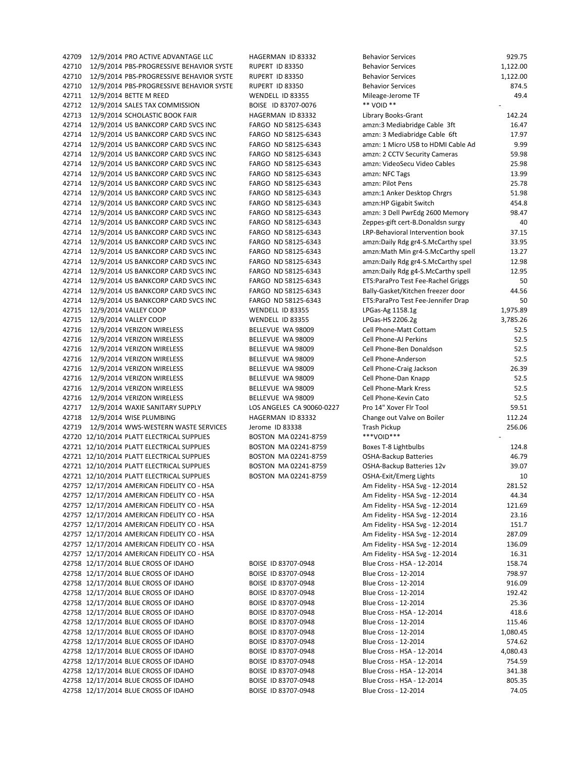| | | | | |
|---|---|---|---|---|
| 42709 | 12/9/2014 PRO ACTIVE ADVANTAGE LLC | HAGERMAN ID 83332 | Behavior Services | 929.75 |
| 42710 | 12/9/2014 PBS-PROGRESSIVE BEHAVIOR SYSTE | RUPERT ID 83350 | Behavior Services | 1,122.00 |
| 42710 | 12/9/2014 PBS-PROGRESSIVE BEHAVIOR SYSTE | RUPERT ID 83350 | Behavior Services | 1,122.00 |
| 42710 | 12/9/2014 PBS-PROGRESSIVE BEHAVIOR SYSTE | RUPERT ID 83350 | Behavior Services | 874.5 |
| 42711 | 12/9/2014 BETTE M REED | WENDELL ID 83355 | Mileage-Jerome TF | 49.4 |
| 42712 | 12/9/2014 SALES TAX COMMISSION | BOISE ID 83707-0076 | ** VOID ** | - |
| 42713 | 12/9/2014 SCHOLASTIC BOOK FAIR | HAGERMAN ID 83332 | Library Books-Grant | 142.24 |
| 42714 | 12/9/2014 US BANKCORP CARD SVCS INC | FARGO ND 58125-6343 | amzn:3 Mediabridge Cable 3ft | 16.47 |
| 42714 | 12/9/2014 US BANKCORP CARD SVCS INC | FARGO ND 58125-6343 | amzn: 3 Mediabridge Cable 6ft | 17.97 |
| 42714 | 12/9/2014 US BANKCORP CARD SVCS INC | FARGO ND 58125-6343 | amzn: 1 Micro USB to HDMI Cable Ad | 9.99 |
| 42714 | 12/9/2014 US BANKCORP CARD SVCS INC | FARGO ND 58125-6343 | amzn: 2 CCTV Security Cameras | 59.98 |
| 42714 | 12/9/2014 US BANKCORP CARD SVCS INC | FARGO ND 58125-6343 | amzn: VideoSecu Video Cables | 25.98 |
| 42714 | 12/9/2014 US BANKCORP CARD SVCS INC | FARGO ND 58125-6343 | amzn: NFC Tags | 13.99 |
| 42714 | 12/9/2014 US BANKCORP CARD SVCS INC | FARGO ND 58125-6343 | amzn: Pilot Pens | 25.78 |
| 42714 | 12/9/2014 US BANKCORP CARD SVCS INC | FARGO ND 58125-6343 | amzn:1 Anker Desktop Chrgrs | 51.98 |
| 42714 | 12/9/2014 US BANKCORP CARD SVCS INC | FARGO ND 58125-6343 | amzn:HP Gigabit Switch | 454.8 |
| 42714 | 12/9/2014 US BANKCORP CARD SVCS INC | FARGO ND 58125-6343 | amzn: 3 Dell PwrEdg 2600 Memory | 98.47 |
| 42714 | 12/9/2014 US BANKCORP CARD SVCS INC | FARGO ND 58125-6343 | Zeppes-gift cert-B.Donaldsn surgy | 40 |
| 42714 | 12/9/2014 US BANKCORP CARD SVCS INC | FARGO ND 58125-6343 | LRP-Behavioral Intervention book | 37.15 |
| 42714 | 12/9/2014 US BANKCORP CARD SVCS INC | FARGO ND 58125-6343 | amzn:Daily Rdg gr4-S.McCarthy spel | 33.95 |
| 42714 | 12/9/2014 US BANKCORP CARD SVCS INC | FARGO ND 58125-6343 | amzn:Math Min gr4-S.McCarthy spell | 13.27 |
| 42714 | 12/9/2014 US BANKCORP CARD SVCS INC | FARGO ND 58125-6343 | amzn:Daily Rdg gr4-S.McCarthy spel | 12.98 |
| 42714 | 12/9/2014 US BANKCORP CARD SVCS INC | FARGO ND 58125-6343 | amzn:Daily Rdg g4-S.McCarthy spell | 12.95 |
| 42714 | 12/9/2014 US BANKCORP CARD SVCS INC | FARGO ND 58125-6343 | ETS:ParaPro Test Fee-Rachel Griggs | 50 |
| 42714 | 12/9/2014 US BANKCORP CARD SVCS INC | FARGO ND 58125-6343 | Bally-Gasket/Kitchen freezer door | 44.56 |
| 42714 | 12/9/2014 US BANKCORP CARD SVCS INC | FARGO ND 58125-6343 | ETS:ParaPro Test Fee-Jennifer Drap | 50 |
| 42715 | 12/9/2014 VALLEY COOP | WENDELL ID 83355 | LPGas-Ag 1158.1g | 1,975.89 |
| 42715 | 12/9/2014 VALLEY COOP | WENDELL ID 83355 | LPGas-HS 2206.2g | 3,785.26 |
| 42716 | 12/9/2014 VERIZON WIRELESS | BELLEVUE WA 98009 | Cell Phone-Matt Cottam | 52.5 |
| 42716 | 12/9/2014 VERIZON WIRELESS | BELLEVUE WA 98009 | Cell Phone-AJ Perkins | 52.5 |
| 42716 | 12/9/2014 VERIZON WIRELESS | BELLEVUE WA 98009 | Cell Phone-Ben Donaldson | 52.5 |
| 42716 | 12/9/2014 VERIZON WIRELESS | BELLEVUE WA 98009 | Cell Phone-Anderson | 52.5 |
| 42716 | 12/9/2014 VERIZON WIRELESS | BELLEVUE WA 98009 | Cell Phone-Craig Jackson | 26.39 |
| 42716 | 12/9/2014 VERIZON WIRELESS | BELLEVUE WA 98009 | Cell Phone-Dan Knapp | 52.5 |
| 42716 | 12/9/2014 VERIZON WIRELESS | BELLEVUE WA 98009 | Cell Phone-Mark Kress | 52.5 |
| 42716 | 12/9/2014 VERIZON WIRELESS | BELLEVUE WA 98009 | Cell Phone-Kevin Cato | 52.5 |
| 42717 | 12/9/2014 WAXIE SANITARY SUPPLY | LOS ANGELES CA 90060-0227 | Pro 14" Xover Flr Tool | 59.51 |
| 42718 | 12/9/2014 WISE PLUMBING | HAGERMAN ID 83332 | Change out Valve on Boiler | 112.24 |
| 42719 | 12/9/2014 WWS-WESTERN WASTE SERVICES | Jerome ID 83338 | Trash Pickup | 256.06 |
| 42720 | 12/10/2014 PLATT ELECTRICAL SUPPLIES | BOSTON MA 02241-8759 | ***VOID*** | - |
| 42721 | 12/10/2014 PLATT ELECTRICAL SUPPLIES | BOSTON MA 02241-8759 | Boxes T-8 Lightbulbs | 124.8 |
| 42721 | 12/10/2014 PLATT ELECTRICAL SUPPLIES | BOSTON MA 02241-8759 | OSHA-Backup Batteries | 46.79 |
| 42721 | 12/10/2014 PLATT ELECTRICAL SUPPLIES | BOSTON MA 02241-8759 | OSHA-Backup Batteries 12v | 39.07 |
| 42721 | 12/10/2014 PLATT ELECTRICAL SUPPLIES | BOSTON MA 02241-8759 | OSHA-Exit/Emerg Lights | 10 |
| 42757 | 12/17/2014 AMERICAN FIDELITY CO - HSA | | Am Fidelity - HSA Svg - 12-2014 | 281.52 |
| 42757 | 12/17/2014 AMERICAN FIDELITY CO - HSA | | Am Fidelity - HSA Svg - 12-2014 | 44.34 |
| 42757 | 12/17/2014 AMERICAN FIDELITY CO - HSA | | Am Fidelity - HSA Svg - 12-2014 | 121.69 |
| 42757 | 12/17/2014 AMERICAN FIDELITY CO - HSA | | Am Fidelity - HSA Svg - 12-2014 | 23.16 |
| 42757 | 12/17/2014 AMERICAN FIDELITY CO - HSA | | Am Fidelity - HSA Svg - 12-2014 | 151.7 |
| 42757 | 12/17/2014 AMERICAN FIDELITY CO - HSA | | Am Fidelity - HSA Svg - 12-2014 | 287.09 |
| 42757 | 12/17/2014 AMERICAN FIDELITY CO - HSA | | Am Fidelity - HSA Svg - 12-2014 | 136.09 |
| 42757 | 12/17/2014 AMERICAN FIDELITY CO - HSA | | Am Fidelity - HSA Svg - 12-2014 | 16.31 |
| 42758 | 12/17/2014 BLUE CROSS OF IDAHO | BOISE ID 83707-0948 | Blue Cross - HSA - 12-2014 | 158.74 |
| 42758 | 12/17/2014 BLUE CROSS OF IDAHO | BOISE ID 83707-0948 | Blue Cross - 12-2014 | 798.97 |
| 42758 | 12/17/2014 BLUE CROSS OF IDAHO | BOISE ID 83707-0948 | Blue Cross - 12-2014 | 916.09 |
| 42758 | 12/17/2014 BLUE CROSS OF IDAHO | BOISE ID 83707-0948 | Blue Cross - 12-2014 | 192.42 |
| 42758 | 12/17/2014 BLUE CROSS OF IDAHO | BOISE ID 83707-0948 | Blue Cross - 12-2014 | 25.36 |
| 42758 | 12/17/2014 BLUE CROSS OF IDAHO | BOISE ID 83707-0948 | Blue Cross - HSA - 12-2014 | 418.6 |
| 42758 | 12/17/2014 BLUE CROSS OF IDAHO | BOISE ID 83707-0948 | Blue Cross - 12-2014 | 115.46 |
| 42758 | 12/17/2014 BLUE CROSS OF IDAHO | BOISE ID 83707-0948 | Blue Cross - 12-2014 | 1,080.45 |
| 42758 | 12/17/2014 BLUE CROSS OF IDAHO | BOISE ID 83707-0948 | Blue Cross - 12-2014 | 574.62 |
| 42758 | 12/17/2014 BLUE CROSS OF IDAHO | BOISE ID 83707-0948 | Blue Cross - HSA - 12-2014 | 4,080.43 |
| 42758 | 12/17/2014 BLUE CROSS OF IDAHO | BOISE ID 83707-0948 | Blue Cross - HSA - 12-2014 | 754.59 |
| 42758 | 12/17/2014 BLUE CROSS OF IDAHO | BOISE ID 83707-0948 | Blue Cross - HSA - 12-2014 | 341.38 |
| 42758 | 12/17/2014 BLUE CROSS OF IDAHO | BOISE ID 83707-0948 | Blue Cross - HSA - 12-2014 | 805.35 |
| 42758 | 12/17/2014 BLUE CROSS OF IDAHO | BOISE ID 83707-0948 | Blue Cross - 12-2014 | 74.05 |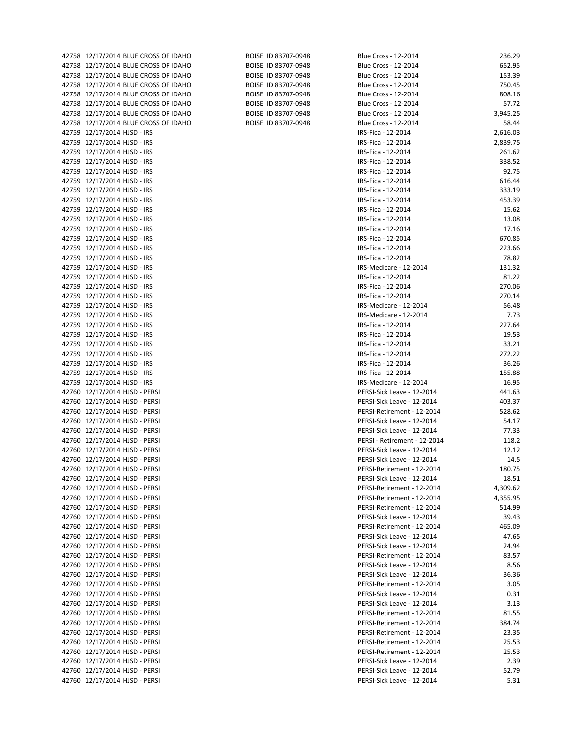| | | | | | |
|---|---|---|---|---|---|
| 42758 | 12/17/2014 | BLUE CROSS OF IDAHO | BOISE ID 83707-0948 | Blue Cross - 12-2014 | 236.29 |
| 42758 | 12/17/2014 | BLUE CROSS OF IDAHO | BOISE ID 83707-0948 | Blue Cross - 12-2014 | 652.95 |
| 42758 | 12/17/2014 | BLUE CROSS OF IDAHO | BOISE ID 83707-0948 | Blue Cross - 12-2014 | 153.39 |
| 42758 | 12/17/2014 | BLUE CROSS OF IDAHO | BOISE ID 83707-0948 | Blue Cross - 12-2014 | 750.45 |
| 42758 | 12/17/2014 | BLUE CROSS OF IDAHO | BOISE ID 83707-0948 | Blue Cross - 12-2014 | 808.16 |
| 42758 | 12/17/2014 | BLUE CROSS OF IDAHO | BOISE ID 83707-0948 | Blue Cross - 12-2014 | 57.72 |
| 42758 | 12/17/2014 | BLUE CROSS OF IDAHO | BOISE ID 83707-0948 | Blue Cross - 12-2014 | 3,945.25 |
| 42758 | 12/17/2014 | BLUE CROSS OF IDAHO | BOISE ID 83707-0948 | Blue Cross - 12-2014 | 58.44 |
| 42759 | 12/17/2014 | HJSD - IRS | | IRS-Fica - 12-2014 | 2,616.03 |
| 42759 | 12/17/2014 | HJSD - IRS | | IRS-Fica - 12-2014 | 2,839.75 |
| 42759 | 12/17/2014 | HJSD - IRS | | IRS-Fica - 12-2014 | 261.62 |
| 42759 | 12/17/2014 | HJSD - IRS | | IRS-Fica - 12-2014 | 338.52 |
| 42759 | 12/17/2014 | HJSD - IRS | | IRS-Fica - 12-2014 | 92.75 |
| 42759 | 12/17/2014 | HJSD - IRS | | IRS-Fica - 12-2014 | 616.44 |
| 42759 | 12/17/2014 | HJSD - IRS | | IRS-Fica - 12-2014 | 333.19 |
| 42759 | 12/17/2014 | HJSD - IRS | | IRS-Fica - 12-2014 | 453.39 |
| 42759 | 12/17/2014 | HJSD - IRS | | IRS-Fica - 12-2014 | 15.62 |
| 42759 | 12/17/2014 | HJSD - IRS | | IRS-Fica - 12-2014 | 13.08 |
| 42759 | 12/17/2014 | HJSD - IRS | | IRS-Fica - 12-2014 | 17.16 |
| 42759 | 12/17/2014 | HJSD - IRS | | IRS-Fica - 12-2014 | 670.85 |
| 42759 | 12/17/2014 | HJSD - IRS | | IRS-Fica - 12-2014 | 223.66 |
| 42759 | 12/17/2014 | HJSD - IRS | | IRS-Fica - 12-2014 | 78.82 |
| 42759 | 12/17/2014 | HJSD - IRS | | IRS-Medicare - 12-2014 | 131.32 |
| 42759 | 12/17/2014 | HJSD - IRS | | IRS-Fica - 12-2014 | 81.22 |
| 42759 | 12/17/2014 | HJSD - IRS | | IRS-Fica - 12-2014 | 270.06 |
| 42759 | 12/17/2014 | HJSD - IRS | | IRS-Fica - 12-2014 | 270.14 |
| 42759 | 12/17/2014 | HJSD - IRS | | IRS-Medicare - 12-2014 | 56.48 |
| 42759 | 12/17/2014 | HJSD - IRS | | IRS-Medicare - 12-2014 | 7.73 |
| 42759 | 12/17/2014 | HJSD - IRS | | IRS-Fica - 12-2014 | 227.64 |
| 42759 | 12/17/2014 | HJSD - IRS | | IRS-Fica - 12-2014 | 19.53 |
| 42759 | 12/17/2014 | HJSD - IRS | | IRS-Fica - 12-2014 | 33.21 |
| 42759 | 12/17/2014 | HJSD - IRS | | IRS-Fica - 12-2014 | 272.22 |
| 42759 | 12/17/2014 | HJSD - IRS | | IRS-Fica - 12-2014 | 36.26 |
| 42759 | 12/17/2014 | HJSD - IRS | | IRS-Fica - 12-2014 | 155.88 |
| 42759 | 12/17/2014 | HJSD - IRS | | IRS-Medicare - 12-2014 | 16.95 |
| 42760 | 12/17/2014 | HJSD - PERSI | | PERSI-Sick Leave - 12-2014 | 441.63 |
| 42760 | 12/17/2014 | HJSD - PERSI | | PERSI-Sick Leave - 12-2014 | 403.37 |
| 42760 | 12/17/2014 | HJSD - PERSI | | PERSI-Retirement - 12-2014 | 528.62 |
| 42760 | 12/17/2014 | HJSD - PERSI | | PERSI-Sick Leave - 12-2014 | 54.17 |
| 42760 | 12/17/2014 | HJSD - PERSI | | PERSI-Sick Leave - 12-2014 | 77.33 |
| 42760 | 12/17/2014 | HJSD - PERSI | | PERSI - Retirement - 12-2014 | 118.2 |
| 42760 | 12/17/2014 | HJSD - PERSI | | PERSI-Sick Leave - 12-2014 | 12.12 |
| 42760 | 12/17/2014 | HJSD - PERSI | | PERSI-Sick Leave - 12-2014 | 14.5 |
| 42760 | 12/17/2014 | HJSD - PERSI | | PERSI-Retirement - 12-2014 | 180.75 |
| 42760 | 12/17/2014 | HJSD - PERSI | | PERSI-Sick Leave - 12-2014 | 18.51 |
| 42760 | 12/17/2014 | HJSD - PERSI | | PERSI-Retirement - 12-2014 | 4,309.62 |
| 42760 | 12/17/2014 | HJSD - PERSI | | PERSI-Retirement - 12-2014 | 4,355.95 |
| 42760 | 12/17/2014 | HJSD - PERSI | | PERSI-Retirement - 12-2014 | 514.99 |
| 42760 | 12/17/2014 | HJSD - PERSI | | PERSI-Sick Leave - 12-2014 | 39.43 |
| 42760 | 12/17/2014 | HJSD - PERSI | | PERSI-Retirement - 12-2014 | 465.09 |
| 42760 | 12/17/2014 | HJSD - PERSI | | PERSI-Sick Leave - 12-2014 | 47.65 |
| 42760 | 12/17/2014 | HJSD - PERSI | | PERSI-Sick Leave - 12-2014 | 24.94 |
| 42760 | 12/17/2014 | HJSD - PERSI | | PERSI-Retirement - 12-2014 | 83.57 |
| 42760 | 12/17/2014 | HJSD - PERSI | | PERSI-Sick Leave - 12-2014 | 8.56 |
| 42760 | 12/17/2014 | HJSD - PERSI | | PERSI-Sick Leave - 12-2014 | 36.36 |
| 42760 | 12/17/2014 | HJSD - PERSI | | PERSI-Retirement - 12-2014 | 3.05 |
| 42760 | 12/17/2014 | HJSD - PERSI | | PERSI-Sick Leave - 12-2014 | 0.31 |
| 42760 | 12/17/2014 | HJSD - PERSI | | PERSI-Sick Leave - 12-2014 | 3.13 |
| 42760 | 12/17/2014 | HJSD - PERSI | | PERSI-Retirement - 12-2014 | 81.55 |
| 42760 | 12/17/2014 | HJSD - PERSI | | PERSI-Retirement - 12-2014 | 384.74 |
| 42760 | 12/17/2014 | HJSD - PERSI | | PERSI-Retirement - 12-2014 | 23.35 |
| 42760 | 12/17/2014 | HJSD - PERSI | | PERSI-Retirement - 12-2014 | 25.53 |
| 42760 | 12/17/2014 | HJSD - PERSI | | PERSI-Retirement - 12-2014 | 25.53 |
| 42760 | 12/17/2014 | HJSD - PERSI | | PERSI-Sick Leave - 12-2014 | 2.39 |
| 42760 | 12/17/2014 | HJSD - PERSI | | PERSI-Sick Leave - 12-2014 | 52.79 |
| 42760 | 12/17/2014 | HJSD - PERSI | | PERSI-Sick Leave - 12-2014 | 5.31 |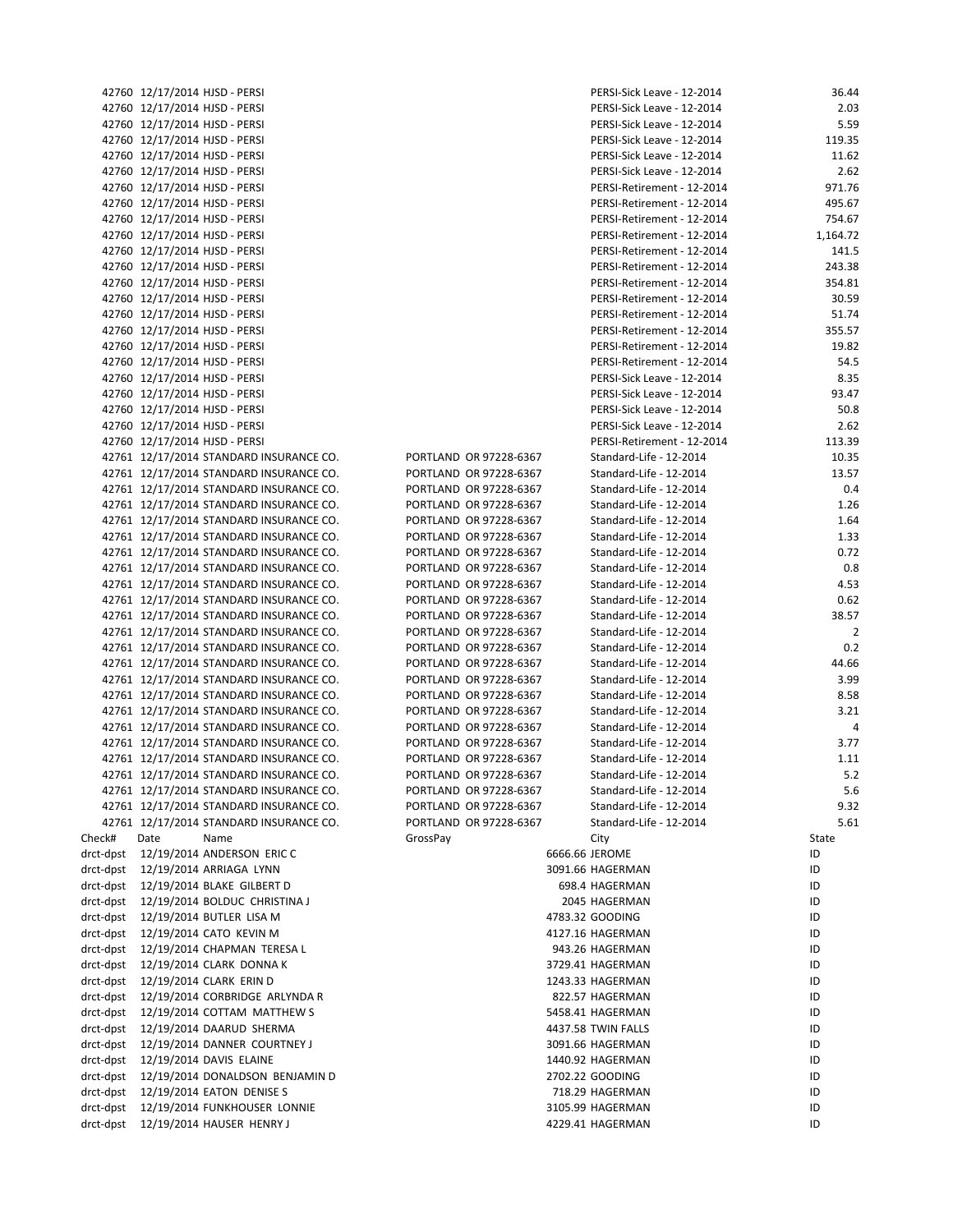| | | | | | |
|---|---|---|---|---|---|
| 42760 | 12/17/2014 | HJSD - PERSI | | PERSI-Sick Leave - 12-2014 | 36.44 |
| 42760 | 12/17/2014 | HJSD - PERSI | | PERSI-Sick Leave - 12-2014 | 2.03 |
| 42760 | 12/17/2014 | HJSD - PERSI | | PERSI-Sick Leave - 12-2014 | 5.59 |
| 42760 | 12/17/2014 | HJSD - PERSI | | PERSI-Sick Leave - 12-2014 | 119.35 |
| 42760 | 12/17/2014 | HJSD - PERSI | | PERSI-Sick Leave - 12-2014 | 11.62 |
| 42760 | 12/17/2014 | HJSD - PERSI | | PERSI-Sick Leave - 12-2014 | 2.62 |
| 42760 | 12/17/2014 | HJSD - PERSI | | PERSI-Retirement - 12-2014 | 971.76 |
| 42760 | 12/17/2014 | HJSD - PERSI | | PERSI-Retirement - 12-2014 | 495.67 |
| 42760 | 12/17/2014 | HJSD - PERSI | | PERSI-Retirement - 12-2014 | 754.67 |
| 42760 | 12/17/2014 | HJSD - PERSI | | PERSI-Retirement - 12-2014 | 1,164.72 |
| 42760 | 12/17/2014 | HJSD - PERSI | | PERSI-Retirement - 12-2014 | 141.5 |
| 42760 | 12/17/2014 | HJSD - PERSI | | PERSI-Retirement - 12-2014 | 243.38 |
| 42760 | 12/17/2014 | HJSD - PERSI | | PERSI-Retirement - 12-2014 | 354.81 |
| 42760 | 12/17/2014 | HJSD - PERSI | | PERSI-Retirement - 12-2014 | 30.59 |
| 42760 | 12/17/2014 | HJSD - PERSI | | PERSI-Retirement - 12-2014 | 51.74 |
| 42760 | 12/17/2014 | HJSD - PERSI | | PERSI-Retirement - 12-2014 | 355.57 |
| 42760 | 12/17/2014 | HJSD - PERSI | | PERSI-Retirement - 12-2014 | 19.82 |
| 42760 | 12/17/2014 | HJSD - PERSI | | PERSI-Retirement - 12-2014 | 54.5 |
| 42760 | 12/17/2014 | HJSD - PERSI | | PERSI-Sick Leave - 12-2014 | 8.35 |
| 42760 | 12/17/2014 | HJSD - PERSI | | PERSI-Sick Leave - 12-2014 | 93.47 |
| 42760 | 12/17/2014 | HJSD - PERSI | | PERSI-Sick Leave - 12-2014 | 50.8 |
| 42760 | 12/17/2014 | HJSD - PERSI | | PERSI-Sick Leave - 12-2014 | 2.62 |
| 42760 | 12/17/2014 | HJSD - PERSI | | PERSI-Retirement - 12-2014 | 113.39 |
| 42761 | 12/17/2014 | STANDARD INSURANCE CO. | PORTLAND OR 97228-6367 | Standard-Life - 12-2014 | 10.35 |
| 42761 | 12/17/2014 | STANDARD INSURANCE CO. | PORTLAND OR 97228-6367 | Standard-Life - 12-2014 | 13.57 |
| 42761 | 12/17/2014 | STANDARD INSURANCE CO. | PORTLAND OR 97228-6367 | Standard-Life - 12-2014 | 0.4 |
| 42761 | 12/17/2014 | STANDARD INSURANCE CO. | PORTLAND OR 97228-6367 | Standard-Life - 12-2014 | 1.26 |
| 42761 | 12/17/2014 | STANDARD INSURANCE CO. | PORTLAND OR 97228-6367 | Standard-Life - 12-2014 | 1.64 |
| 42761 | 12/17/2014 | STANDARD INSURANCE CO. | PORTLAND OR 97228-6367 | Standard-Life - 12-2014 | 1.33 |
| 42761 | 12/17/2014 | STANDARD INSURANCE CO. | PORTLAND OR 97228-6367 | Standard-Life - 12-2014 | 0.72 |
| 42761 | 12/17/2014 | STANDARD INSURANCE CO. | PORTLAND OR 97228-6367 | Standard-Life - 12-2014 | 0.8 |
| 42761 | 12/17/2014 | STANDARD INSURANCE CO. | PORTLAND OR 97228-6367 | Standard-Life - 12-2014 | 4.53 |
| 42761 | 12/17/2014 | STANDARD INSURANCE CO. | PORTLAND OR 97228-6367 | Standard-Life - 12-2014 | 0.62 |
| 42761 | 12/17/2014 | STANDARD INSURANCE CO. | PORTLAND OR 97228-6367 | Standard-Life - 12-2014 | 38.57 |
| 42761 | 12/17/2014 | STANDARD INSURANCE CO. | PORTLAND OR 97228-6367 | Standard-Life - 12-2014 | 2 |
| 42761 | 12/17/2014 | STANDARD INSURANCE CO. | PORTLAND OR 97228-6367 | Standard-Life - 12-2014 | 0.2 |
| 42761 | 12/17/2014 | STANDARD INSURANCE CO. | PORTLAND OR 97228-6367 | Standard-Life - 12-2014 | 44.66 |
| 42761 | 12/17/2014 | STANDARD INSURANCE CO. | PORTLAND OR 97228-6367 | Standard-Life - 12-2014 | 3.99 |
| 42761 | 12/17/2014 | STANDARD INSURANCE CO. | PORTLAND OR 97228-6367 | Standard-Life - 12-2014 | 8.58 |
| 42761 | 12/17/2014 | STANDARD INSURANCE CO. | PORTLAND OR 97228-6367 | Standard-Life - 12-2014 | 3.21 |
| 42761 | 12/17/2014 | STANDARD INSURANCE CO. | PORTLAND OR 97228-6367 | Standard-Life - 12-2014 | 4 |
| 42761 | 12/17/2014 | STANDARD INSURANCE CO. | PORTLAND OR 97228-6367 | Standard-Life - 12-2014 | 3.77 |
| 42761 | 12/17/2014 | STANDARD INSURANCE CO. | PORTLAND OR 97228-6367 | Standard-Life - 12-2014 | 1.11 |
| 42761 | 12/17/2014 | STANDARD INSURANCE CO. | PORTLAND OR 97228-6367 | Standard-Life - 12-2014 | 5.2 |
| 42761 | 12/17/2014 | STANDARD INSURANCE CO. | PORTLAND OR 97228-6367 | Standard-Life - 12-2014 | 5.6 |
| 42761 | 12/17/2014 | STANDARD INSURANCE CO. | PORTLAND OR 97228-6367 | Standard-Life - 12-2014 | 9.32 |
| 42761 | 12/17/2014 | STANDARD INSURANCE CO. | PORTLAND OR 97228-6367 | Standard-Life - 12-2014 | 5.61 |

| Check# | Date | Name | GrossPay | City | State |
|---|---|---|---|---|---|
| drct-dpst | 12/19/2014 | ANDERSON ERIC C | 6666.66 | JEROME | ID |
| drct-dpst | 12/19/2014 | ARRIAGA LYNN | 3091.66 | HAGERMAN | ID |
| drct-dpst | 12/19/2014 | BLAKE GILBERT D | 698.4 | HAGERMAN | ID |
| drct-dpst | 12/19/2014 | BOLDUC CHRISTINA J | 2045 | HAGERMAN | ID |
| drct-dpst | 12/19/2014 | BUTLER LISA M | 4783.32 | GOODING | ID |
| drct-dpst | 12/19/2014 | CATO KEVIN M | 4127.16 | HAGERMAN | ID |
| drct-dpst | 12/19/2014 | CHAPMAN TERESA L | 943.26 | HAGERMAN | ID |
| drct-dpst | 12/19/2014 | CLARK DONNA K | 3729.41 | HAGERMAN | ID |
| drct-dpst | 12/19/2014 | CLARK ERIN D | 1243.33 | HAGERMAN | ID |
| drct-dpst | 12/19/2014 | CORBRIDGE ARLYNDA R | 822.57 | HAGERMAN | ID |
| drct-dpst | 12/19/2014 | COTTAM MATTHEW S | 5458.41 | HAGERMAN | ID |
| drct-dpst | 12/19/2014 | DAARUD SHERMA | 4437.58 | TWIN FALLS | ID |
| drct-dpst | 12/19/2014 | DANNER COURTNEY J | 3091.66 | HAGERMAN | ID |
| drct-dpst | 12/19/2014 | DAVIS ELAINE | 1440.92 | HAGERMAN | ID |
| drct-dpst | 12/19/2014 | DONALDSON BENJAMIN D | 2702.22 | GOODING | ID |
| drct-dpst | 12/19/2014 | EATON DENISE S | 718.29 | HAGERMAN | ID |
| drct-dpst | 12/19/2014 | FUNKHOUSER LONNIE | 3105.99 | HAGERMAN | ID |
| drct-dpst | 12/19/2014 | HAUSER HENRY J | 4229.41 | HAGERMAN | ID |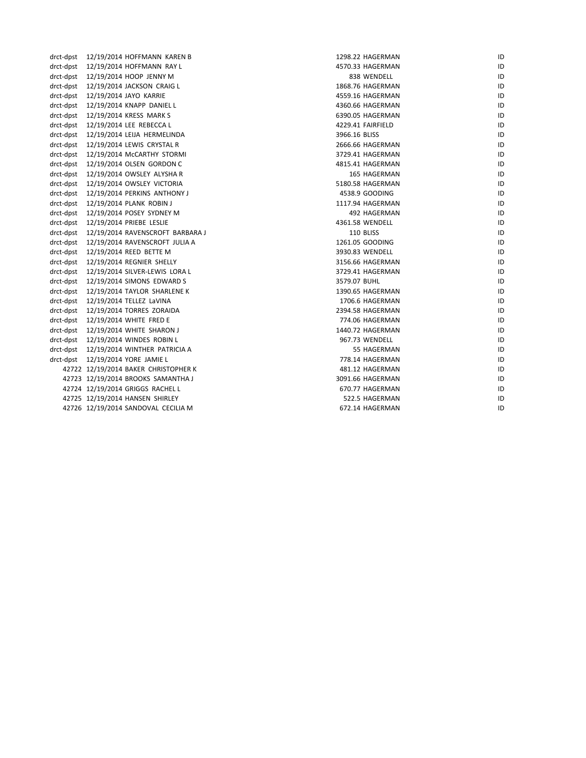| | | | | | |
|---|---|---|---|---|---|
| drct-dpst | 12/19/2014 | HOFFMANN KAREN B | 1298.22 | HAGERMAN | ID |
| drct-dpst | 12/19/2014 | HOFFMANN RAY L | 4570.33 | HAGERMAN | ID |
| drct-dpst | 12/19/2014 | HOOP JENNY M | 838 | WENDELL | ID |
| drct-dpst | 12/19/2014 | JACKSON CRAIG L | 1868.76 | HAGERMAN | ID |
| drct-dpst | 12/19/2014 | JAYO KARRIE | 4559.16 | HAGERMAN | ID |
| drct-dpst | 12/19/2014 | KNAPP DANIEL L | 4360.66 | HAGERMAN | ID |
| drct-dpst | 12/19/2014 | KRESS MARK S | 6390.05 | HAGERMAN | ID |
| drct-dpst | 12/19/2014 | LEE REBECCA L | 4229.41 | FAIRFIELD | ID |
| drct-dpst | 12/19/2014 | LEIJA HERMELINDA | 3966.16 | BLISS | ID |
| drct-dpst | 12/19/2014 | LEWIS CRYSTAL R | 2666.66 | HAGERMAN | ID |
| drct-dpst | 12/19/2014 | McCARTHY STORMI | 3729.41 | HAGERMAN | ID |
| drct-dpst | 12/19/2014 | OLSEN GORDON C | 4815.41 | HAGERMAN | ID |
| drct-dpst | 12/19/2014 | OWSLEY ALYSHA R | 165 | HAGERMAN | ID |
| drct-dpst | 12/19/2014 | OWSLEY VICTORIA | 5180.58 | HAGERMAN | ID |
| drct-dpst | 12/19/2014 | PERKINS ANTHONY J | 4538.9 | GOODING | ID |
| drct-dpst | 12/19/2014 | PLANK ROBIN J | 1117.94 | HAGERMAN | ID |
| drct-dpst | 12/19/2014 | POSEY SYDNEY M | 492 | HAGERMAN | ID |
| drct-dpst | 12/19/2014 | PRIEBE LESLIE | 4361.58 | WENDELL | ID |
| drct-dpst | 12/19/2014 | RAVENSCROFT BARBARA J | 110 | BLISS | ID |
| drct-dpst | 12/19/2014 | RAVENSCROFT JULIA A | 1261.05 | GOODING | ID |
| drct-dpst | 12/19/2014 | REED BETTE M | 3930.83 | WENDELL | ID |
| drct-dpst | 12/19/2014 | REGNIER SHELLY | 3156.66 | HAGERMAN | ID |
| drct-dpst | 12/19/2014 | SILVER-LEWIS LORA L | 3729.41 | HAGERMAN | ID |
| drct-dpst | 12/19/2014 | SIMONS EDWARD S | 3579.07 | BUHL | ID |
| drct-dpst | 12/19/2014 | TAYLOR SHARLENE K | 1390.65 | HAGERMAN | ID |
| drct-dpst | 12/19/2014 | TELLEZ LaVINA | 1706.6 | HAGERMAN | ID |
| drct-dpst | 12/19/2014 | TORRES ZORAIDA | 2394.58 | HAGERMAN | ID |
| drct-dpst | 12/19/2014 | WHITE FRED E | 774.06 | HAGERMAN | ID |
| drct-dpst | 12/19/2014 | WHITE SHARON J | 1440.72 | HAGERMAN | ID |
| drct-dpst | 12/19/2014 | WINDES ROBIN L | 967.73 | WENDELL | ID |
| drct-dpst | 12/19/2014 | WINTHER PATRICIA A | 55 | HAGERMAN | ID |
| drct-dpst | 12/19/2014 | YORE JAMIE L | 778.14 | HAGERMAN | ID |
| 42722 | 12/19/2014 | BAKER CHRISTOPHER K | 481.12 | HAGERMAN | ID |
| 42723 | 12/19/2014 | BROOKS SAMANTHA J | 3091.66 | HAGERMAN | ID |
| 42724 | 12/19/2014 | GRIGGS RACHEL L | 670.77 | HAGERMAN | ID |
| 42725 | 12/19/2014 | HANSEN SHIRLEY | 522.5 | HAGERMAN | ID |
| 42726 | 12/19/2014 | SANDOVAL CECILIA M | 672.14 | HAGERMAN | ID |